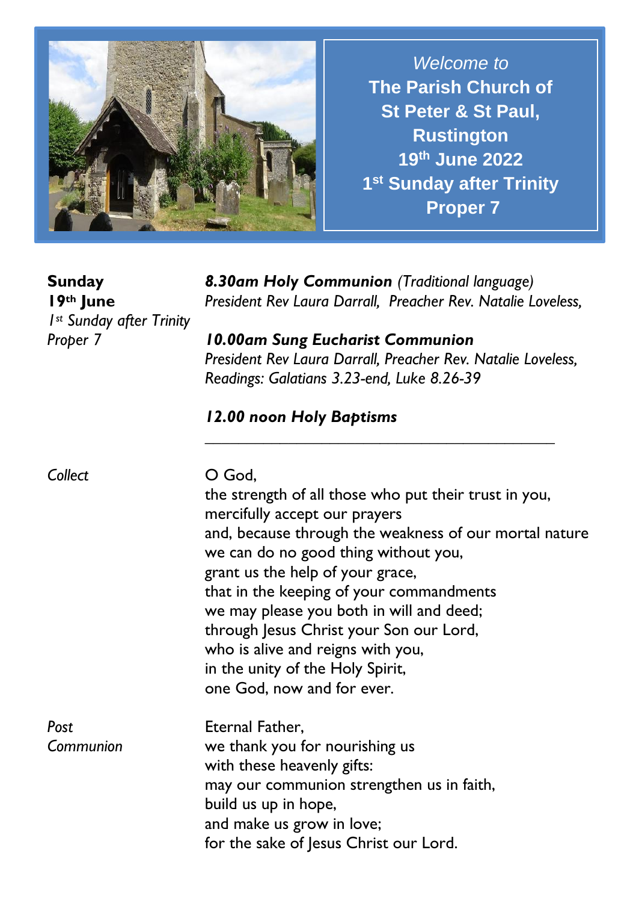*Welcome to*

**The Parish Church of St Peter & St Paul, Rustington**

**19th June 2022**

**1st Sunday after Trinity**

**Proper 7**

**Sunday**
**19th June**
*1st Sunday after Trinity*
*Proper 7*

***8.30am Holy Communion*** *(Traditional language)*
*President Rev Laura Darrall, Preacher Rev. Natalie Loveless,*

***10.00am Sung Eucharist Communion***
*President Rev Laura Darrall, Preacher Rev. Natalie Loveless,*
*Readings: Galatians 3.23-end, Luke 8.26-39*

***12.00 noon Holy Baptisms***

---

*Collect*

O God,
the strength of all those who put their trust in you,
mercifully accept our prayers
and, because through the weakness of our mortal nature
we can do no good thing without you,
grant us the help of your grace,
that in the keeping of your commandments
we may please you both in will and deed;
through Jesus Christ your Son our Lord,
who is alive and reigns with you,
in the unity of the Holy Spirit,
one God, now and for ever.

*Post Communion*

Eternal Father,
we thank you for nourishing us
with these heavenly gifts:
may our communion strengthen us in faith,
build us up in hope,
and make us grow in love;
for the sake of Jesus Christ our Lord.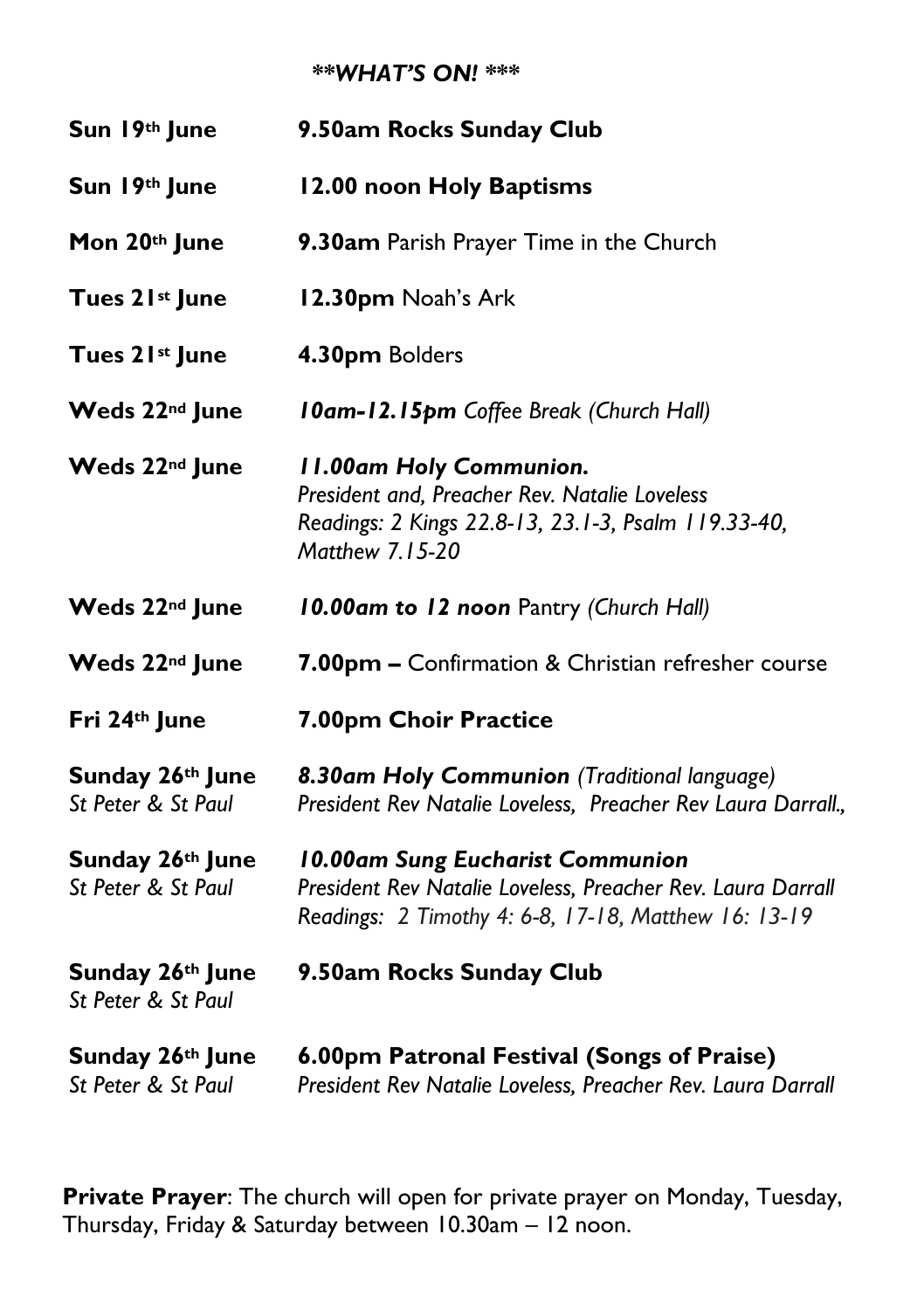***\*WHAT'S ON! \*\****

| | |
|---|---|
| **Sun 19th June** | **9.50am Rocks Sunday Club** |
| **Sun 19th June** | **12.00 noon Holy Baptisms** |
| **Mon 20th June** | **9.30am** Parish Prayer Time in the Church |
| **Tues 21st June** | **12.30pm** Noah's Ark |
| **Tues 21st June** | **4.30pm** Bolders |
| **Weds 22nd June** | ***10am-12.15pm*** *Coffee Break (Church Hall)* |
| **Weds 22nd June** | ***11.00am Holy Communion.*** <br> *President and, Preacher Rev. Natalie Loveless* <br> *Readings: 2 Kings 22.8-13, 23.1-3, Psalm 119.33-40, Matthew 7.15-20* |
| **Weds 22nd June** | ***10.00am to 12 noon*** Pantry *(Church Hall)* |
| **Weds 22nd June** | **7.00pm –** Confirmation & Christian refresher course |
| **Fri 24th June** | **7.00pm Choir Practice** |
| **Sunday 26th June** <br> *St Peter & St Paul* | ***8.30am Holy Communion*** *(Traditional language)* <br> *President Rev Natalie Loveless, Preacher Rev Laura Darrall.,* |
| **Sunday 26th June** <br> *St Peter & St Paul* | ***10.00am Sung Eucharist Communion*** <br> *President Rev Natalie Loveless, Preacher Rev. Laura Darrall* <br> *Readings: 2 Timothy 4: 6-8, 17-18, Matthew 16: 13-19* |
| **Sunday 26th June** <br> *St Peter & St Paul* | **9.50am Rocks Sunday Club** |
| **Sunday 26th June** <br> *St Peter & St Paul* | **6.00pm Patronal Festival (Songs of Praise)** <br> *President Rev Natalie Loveless, Preacher Rev. Laura Darrall* |

**Private Prayer**: The church will open for private prayer on Monday, Tuesday, Thursday, Friday & Saturday between 10.30am – 12 noon.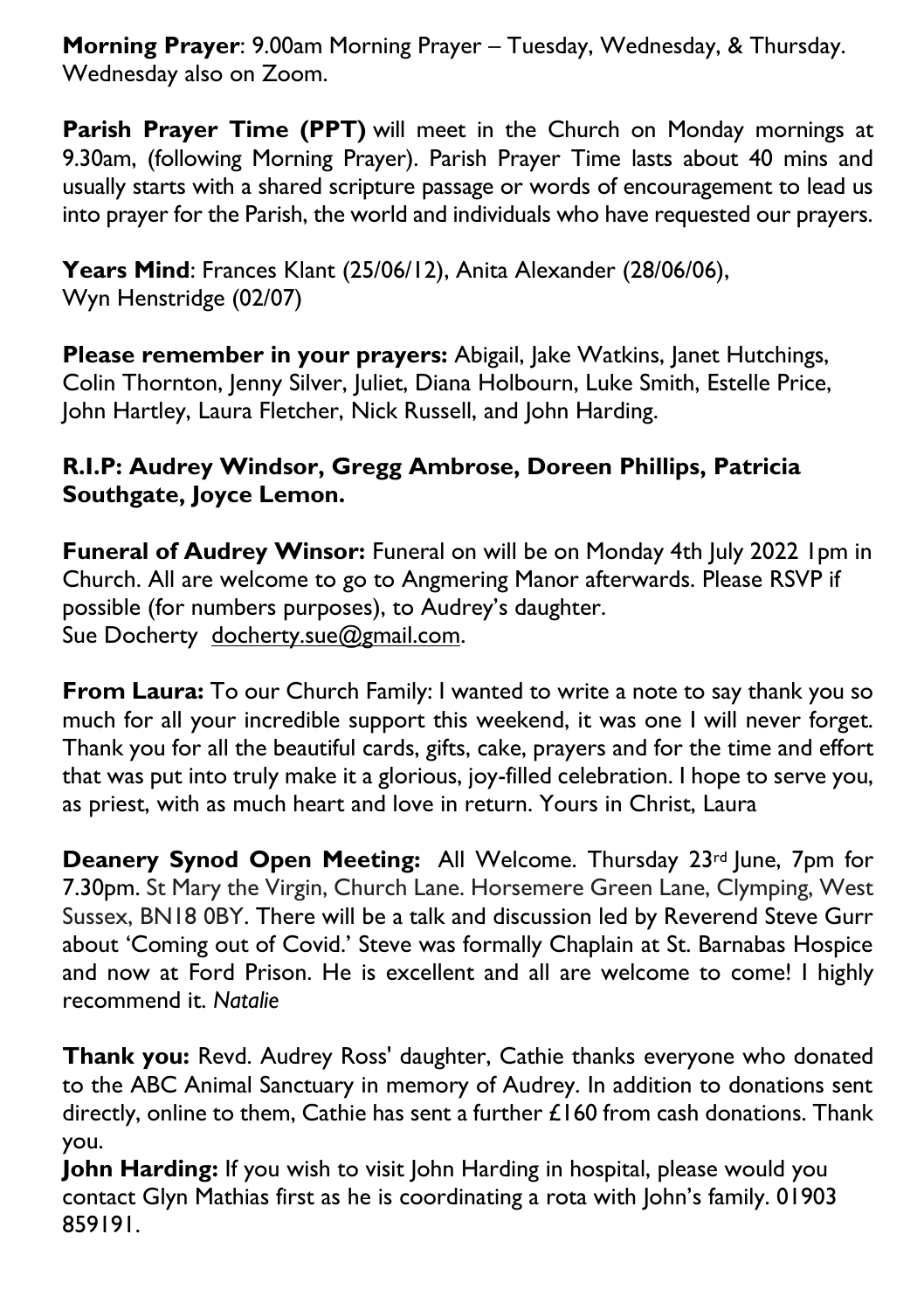**Morning Prayer**: 9.00am Morning Prayer – Tuesday, Wednesday, & Thursday. Wednesday also on Zoom.

**Parish Prayer Time (PPT)** will meet in the Church on Monday mornings at 9.30am, (following Morning Prayer). Parish Prayer Time lasts about 40 mins and usually starts with a shared scripture passage or words of encouragement to lead us into prayer for the Parish, the world and individuals who have requested our prayers.

**Years Mind**: Frances Klant (25/06/12), Anita Alexander (28/06/06), Wyn Henstridge (02/07)

**Please remember in your prayers:** Abigail, Jake Watkins, Janet Hutchings, Colin Thornton, Jenny Silver, Juliet, Diana Holbourn, Luke Smith, Estelle Price, John Hartley, Laura Fletcher, Nick Russell, and John Harding.

**R.I.P: Audrey Windsor, Gregg Ambrose, Doreen Phillips, Patricia Southgate, Joyce Lemon.**

**Funeral of Audrey Winsor:** Funeral on will be on Monday 4th July 2022 1pm in Church. All are welcome to go to Angmering Manor afterwards. Please RSVP if possible (for numbers purposes), to Audrey's daughter.
Sue Docherty docherty.sue@gmail.com.

**From Laura:** To our Church Family: I wanted to write a note to say thank you so much for all your incredible support this weekend, it was one I will never forget. Thank you for all the beautiful cards, gifts, cake, prayers and for the time and effort that was put into truly make it a glorious, joy-filled celebration. I hope to serve you, as priest, with as much heart and love in return. Yours in Christ, Laura

**Deanery Synod Open Meeting:** All Welcome. Thursday 23rd June, 7pm for 7.30pm. St Mary the Virgin, Church Lane. Horsemere Green Lane, Clymping, West Sussex, BN18 0BY. There will be a talk and discussion led by Reverend Steve Gurr about 'Coming out of Covid.' Steve was formally Chaplain at St. Barnabas Hospice and now at Ford Prison. He is excellent and all are welcome to come! I highly recommend it. *Natalie*

**Thank you:** Revd. Audrey Ross' daughter, Cathie thanks everyone who donated to the ABC Animal Sanctuary in memory of Audrey. In addition to donations sent directly, online to them, Cathie has sent a further £160 from cash donations. Thank you.

**John Harding:** If you wish to visit John Harding in hospital, please would you contact Glyn Mathias first as he is coordinating a rota with John's family. 01903 859191.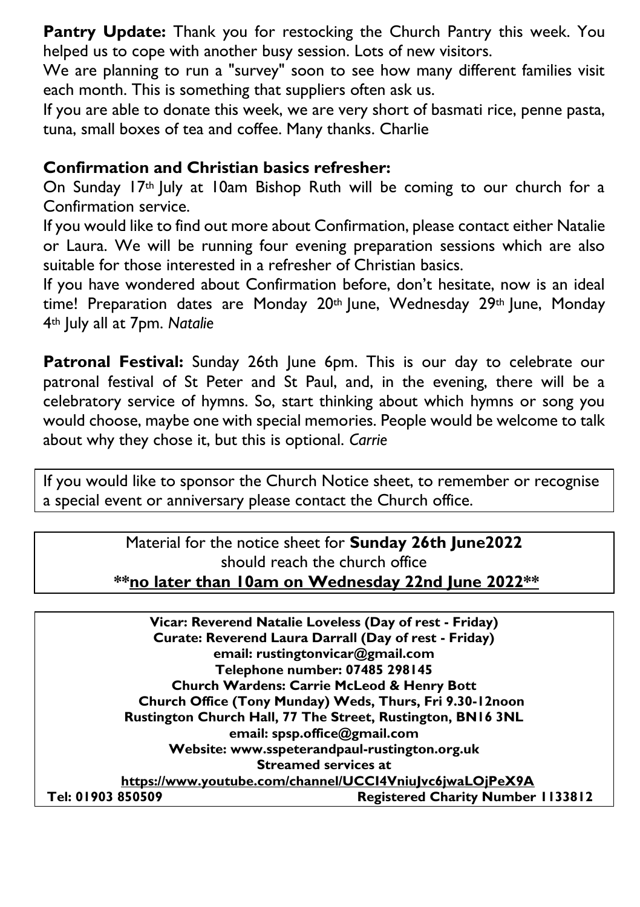**Pantry Update:** Thank you for restocking the Church Pantry this week. You helped us to cope with another busy session. Lots of new visitors.

We are planning to run a "survey" soon to see how many different families visit each month. This is something that suppliers often ask us.

If you are able to donate this week, we are very short of basmati rice, penne pasta, tuna, small boxes of tea and coffee. Many thanks. Charlie

**Confirmation and Christian basics refresher:**

On Sunday 17th July at 10am Bishop Ruth will be coming to our church for a Confirmation service.

If you would like to find out more about Confirmation, please contact either Natalie or Laura. We will be running four evening preparation sessions which are also suitable for those interested in a refresher of Christian basics.

If you have wondered about Confirmation before, don't hesitate, now is an ideal time! Preparation dates are Monday 20th June, Wednesday 29th June, Monday 4th July all at 7pm. *Natalie*

**Patronal Festival:** Sunday 26th June 6pm. This is our day to celebrate our patronal festival of St Peter and St Paul, and, in the evening, there will be a celebratory service of hymns. So, start thinking about which hymns or song you would choose, maybe one with special memories. People would be welcome to talk about why they chose it, but this is optional. *Carrie*

If you would like to sponsor the Church Notice sheet, to remember or recognise a special event or anniversary please contact the Church office.

Material for the notice sheet for **Sunday 26th June2022**
should reach the church office
**\*\*<u>no later than 10am on Wednesday 22nd June 2022</u>\*\***

**Vicar: Reverend Natalie Loveless (Day of rest - Friday)**
**Curate: Reverend Laura Darrall (Day of rest - Friday)**
**email: rustingtonvicar@gmail.com**
**Telephone number: 07485 298145**
**Church Wardens: Carrie McLeod & Henry Bott**
**Church Office (Tony Munday) Weds, Thurs, Fri 9.30-12noon**
**Rustington Church Hall, 77 The Street, Rustington, BN16 3NL**
**email: spsp.office@gmail.com**
**Website: www.sspeterandpaul-rustington.org.uk**
**Streamed services at**
**<u>https://www.youtube.com/channel/UCCI4VniuJvc6jwaLOjPeX9A</u>**
**Tel: 01903 850509** **Registered Charity Number 1133812**